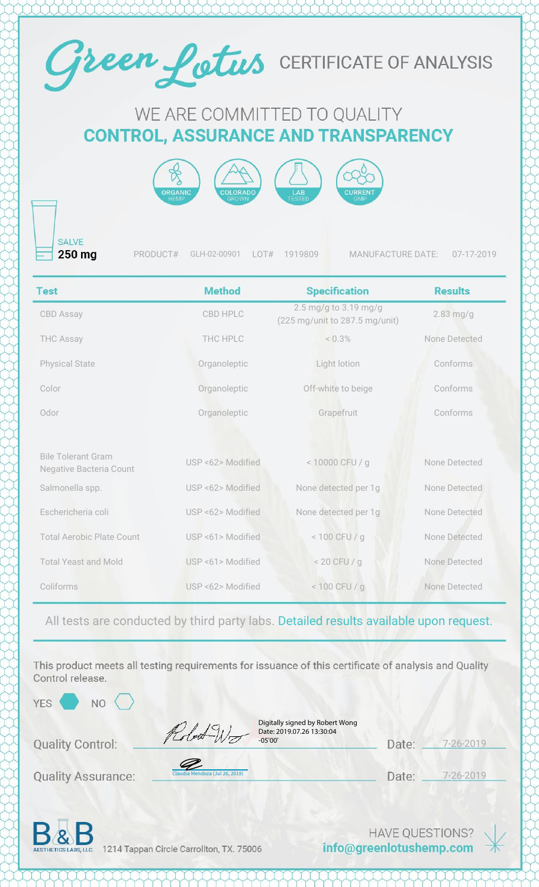# Green Lotus CERTIFICATE OF ANALYSIS

## WE ARE COMMITTED TO QUALITY
## CONTROL, ASSURANCE AND TRANSPARENCY

ORGANIC HEMP | COLORADO GROWN | LAB TESTED | CURRENT GMP

SALVE
**250 mg**

PRODUCT# GLH-02-00901 LOT# 1919809 MANUFACTURE DATE: 07-17-2019

| Test | Method | Specification | Results |
|---|---|---|---|
| CBD Assay | CBD HPLC | 2.5 mg/g to 3.19 mg/g (225 mg/unit to 287.5 mg/unit) | 2.83 mg/g |
| THC Assay | THC HPLC | < 0.3% | None Detected |
| Physical State | Organoleptic | Light lotion | Conforms |
| Color | Organoleptic | Off-white to beige | Conforms |
| Odor | Organoleptic | Grapefruit | Conforms |
| Bile Tolerant Gram Negative Bacteria Count | USP <62> Modified | < 10000 CFU / g | None Detected |
| Salmonella spp. | USP <62> Modified | None detected per 1g | None Detected |
| Eschericheria coli | USP <62> Modified | None detected per 1g | None Detected |
| Total Aerobic Plate Count | USP <61> Modified | < 100 CFU / g | None Detected |
| Total Yeast and Mold | USP <61> Modified | < 20 CFU / g | None Detected |
| Coliforms | USP <62> Modified | < 100 CFU / g | None Detected |

All tests are conducted by third party labs. Detailed results available upon request.

This product meets all testing requirements for issuance of this certificate of analysis and Quality Control release.

YES ⬢ NO ⬡

Quality Control: Digitally signed by Robert Wong Date: 2019.07.26 13:30:04 -05'00' Date: 7-26-2019

Quality Assurance: Claudia Mendoza (Jul 26, 2019) Date: 7-26-2019

B&B AESTHETICS LABS, LLC. 1214 Tappan Circle Carrollton, TX. 75006

HAVE QUESTIONS? **info@greenlotushemp.com**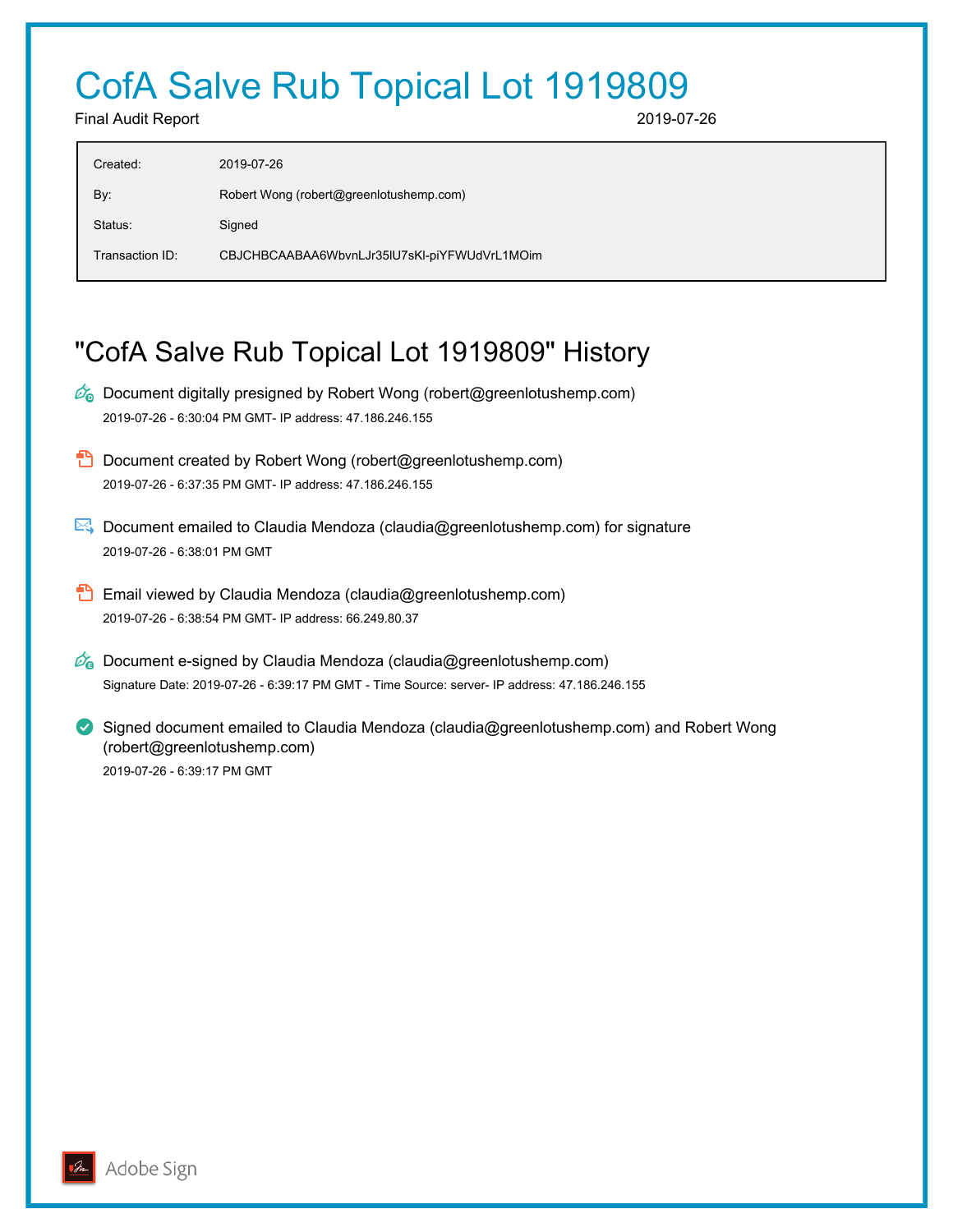# CofA Salve Rub Topical Lot 1919809

Final Audit Report 2019-07-26

| | |
|---|---|
| Created: | 2019-07-26 |
| By: | Robert Wong (robert@greenlotushemp.com) |
| Status: | Signed |
| Transaction ID: | CBJCHBCAABAA6WbvnLJr35lU7sKl-piYFWUdVrL1MOim |

## "CofA Salve Rub Topical Lot 1919809" History

- Document digitally presigned by Robert Wong (robert@greenlotushemp.com)
  2019-07-26 - 6:30:04 PM GMT- IP address: 47.186.246.155

- Document created by Robert Wong (robert@greenlotushemp.com)
  2019-07-26 - 6:37:35 PM GMT- IP address: 47.186.246.155

- Document emailed to Claudia Mendoza (claudia@greenlotushemp.com) for signature
  2019-07-26 - 6:38:01 PM GMT

- Email viewed by Claudia Mendoza (claudia@greenlotushemp.com)
  2019-07-26 - 6:38:54 PM GMT- IP address: 66.249.80.37

- Document e-signed by Claudia Mendoza (claudia@greenlotushemp.com)
  Signature Date: 2019-07-26 - 6:39:17 PM GMT - Time Source: server- IP address: 47.186.246.155

- Signed document emailed to Claudia Mendoza (claudia@greenlotushemp.com) and Robert Wong (robert@greenlotushemp.com)
  2019-07-26 - 6:39:17 PM GMT

Adobe Sign